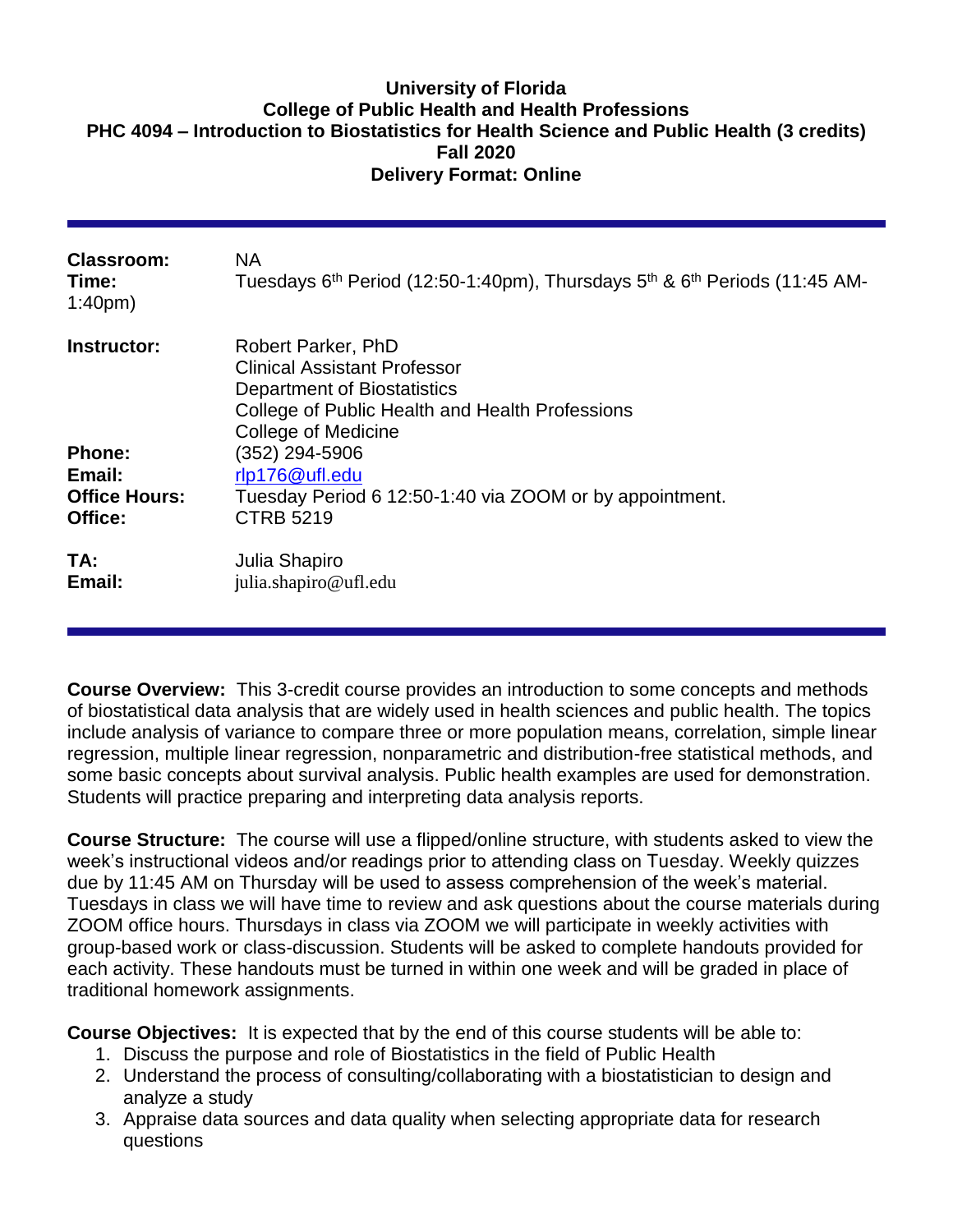**University of Florida**
**College of Public Health and Health Professions**
**PHC 4094 – Introduction to Biostatistics for Health Science and Public Health (3 credits)**
**Fall 2020**
**Delivery Format: Online**

---

**Classroom:** NA
**Time:** Tuesdays 6th Period (12:50-1:40pm), Thursdays 5th & 6th Periods (11:45 AM-1:40pm)

**Instructor:** Robert Parker, PhD
Clinical Assistant Professor
Department of Biostatistics
College of Public Health and Health Professions
College of Medicine
**Phone:** (352) 294-5906
**Email:** rlp176@ufl.edu
**Office Hours:** Tuesday Period 6 12:50-1:40 via ZOOM or by appointment.
**Office:** CTRB 5219

**TA:** Julia Shapiro
**Email:** julia.shapiro@ufl.edu

---

**Course Overview:** This 3-credit course provides an introduction to some concepts and methods of biostatistical data analysis that are widely used in health sciences and public health. The topics include analysis of variance to compare three or more population means, correlation, simple linear regression, multiple linear regression, nonparametric and distribution-free statistical methods, and some basic concepts about survival analysis. Public health examples are used for demonstration. Students will practice preparing and interpreting data analysis reports.

**Course Structure:** The course will use a flipped/online structure, with students asked to view the week's instructional videos and/or readings prior to attending class on Tuesday. Weekly quizzes due by 11:45 AM on Thursday will be used to assess comprehension of the week's material. Tuesdays in class we will have time to review and ask questions about the course materials during ZOOM office hours. Thursdays in class via ZOOM we will participate in weekly activities with group-based work or class-discussion. Students will be asked to complete handouts provided for each activity. These handouts must be turned in within one week and will be graded in place of traditional homework assignments.

**Course Objectives:** It is expected that by the end of this course students will be able to:

1. Discuss the purpose and role of Biostatistics in the field of Public Health
2. Understand the process of consulting/collaborating with a biostatistician to design and analyze a study
3. Appraise data sources and data quality when selecting appropriate data for research questions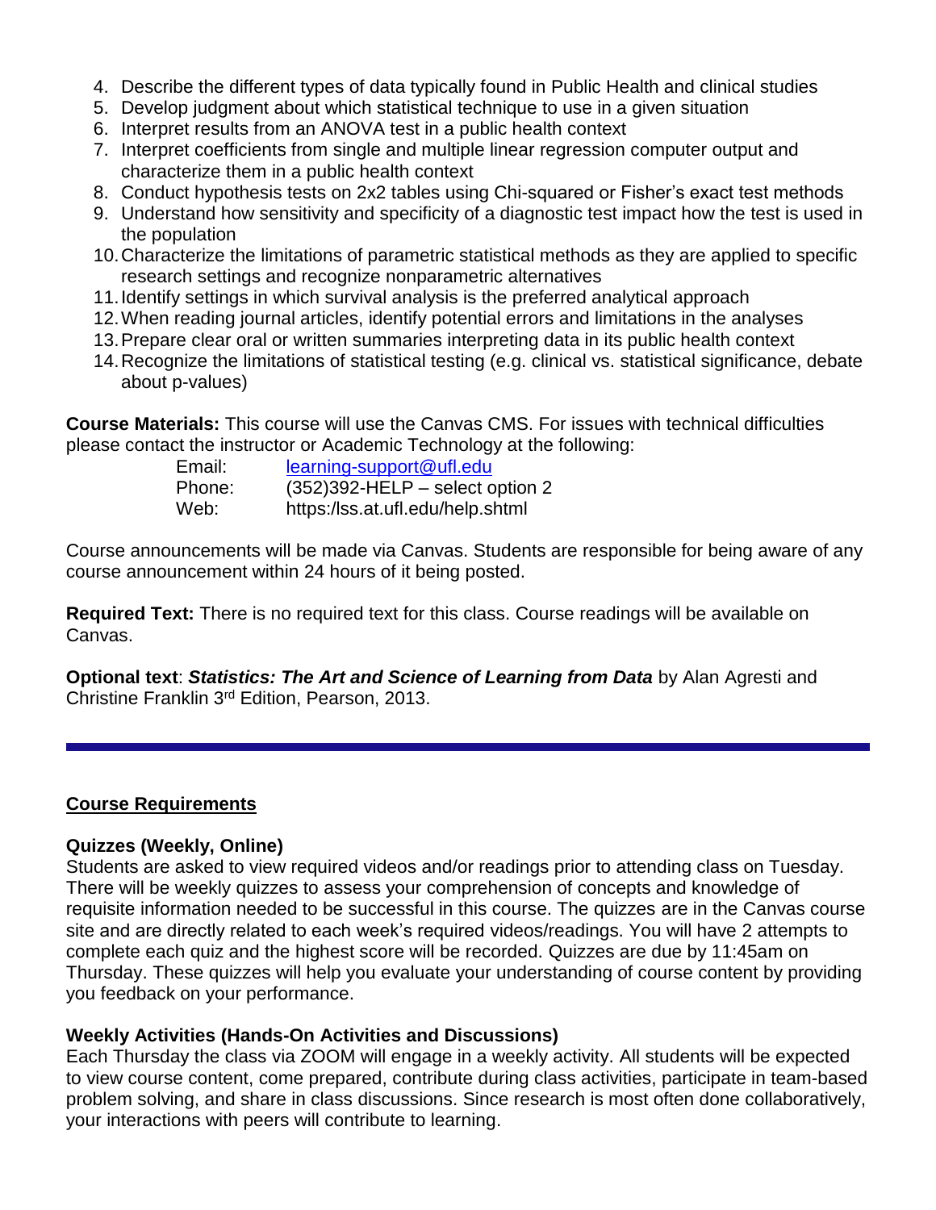4. Describe the different types of data typically found in Public Health and clinical studies
5. Develop judgment about which statistical technique to use in a given situation
6. Interpret results from an ANOVA test in a public health context
7. Interpret coefficients from single and multiple linear regression computer output and characterize them in a public health context
8. Conduct hypothesis tests on 2x2 tables using Chi-squared or Fisher's exact test methods
9. Understand how sensitivity and specificity of a diagnostic test impact how the test is used in the population
10. Characterize the limitations of parametric statistical methods as they are applied to specific research settings and recognize nonparametric alternatives
11. Identify settings in which survival analysis is the preferred analytical approach
12. When reading journal articles, identify potential errors and limitations in the analyses
13. Prepare clear oral or written summaries interpreting data in its public health context
14. Recognize the limitations of statistical testing (e.g. clinical vs. statistical significance, debate about p-values)

**Course Materials:** This course will use the Canvas CMS. For issues with technical difficulties please contact the instructor or Academic Technology at the following:

Email: learning-support@ufl.edu
Phone: (352)392-HELP – select option 2
Web: https:/lss.at.ufl.edu/help.shtml

Course announcements will be made via Canvas. Students are responsible for being aware of any course announcement within 24 hours of it being posted.

**Required Text:** There is no required text for this class. Course readings will be available on Canvas.

**Optional text**: ***Statistics: The Art and Science of Learning from Data*** by Alan Agresti and Christine Franklin 3rd Edition, Pearson, 2013.

---

## Course Requirements

### Quizzes (Weekly, Online)

Students are asked to view required videos and/or readings prior to attending class on Tuesday. There will be weekly quizzes to assess your comprehension of concepts and knowledge of requisite information needed to be successful in this course. The quizzes are in the Canvas course site and are directly related to each week's required videos/readings. You will have 2 attempts to complete each quiz and the highest score will be recorded. Quizzes are due by 11:45am on Thursday. These quizzes will help you evaluate your understanding of course content by providing you feedback on your performance.

### Weekly Activities (Hands-On Activities and Discussions)

Each Thursday the class via ZOOM will engage in a weekly activity. All students will be expected to view course content, come prepared, contribute during class activities, participate in team-based problem solving, and share in class discussions. Since research is most often done collaboratively, your interactions with peers will contribute to learning.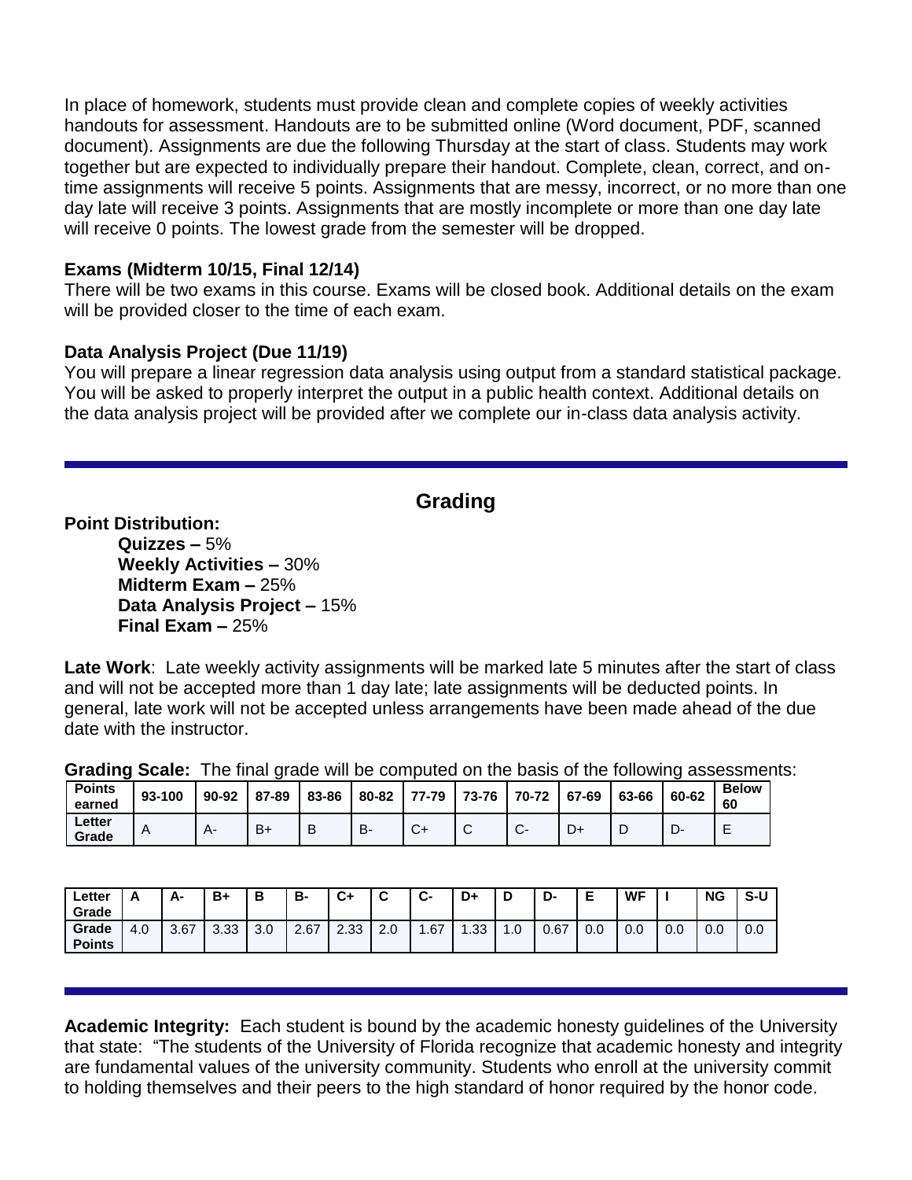In place of homework, students must provide clean and complete copies of weekly activities handouts for assessment. Handouts are to be submitted online (Word document, PDF, scanned document). Assignments are due the following Thursday at the start of class. Students may work together but are expected to individually prepare their handout. Complete, clean, correct, and on-time assignments will receive 5 points. Assignments that are messy, incorrect, or no more than one day late will receive 3 points. Assignments that are mostly incomplete or more than one day late will receive 0 points. The lowest grade from the semester will be dropped.

### Exams (Midterm 10/15, Final 12/14)

There will be two exams in this course. Exams will be closed book. Additional details on the exam will be provided closer to the time of each exam.

### Data Analysis Project (Due 11/19)

You will prepare a linear regression data analysis using output from a standard statistical package. You will be asked to properly interpret the output in a public health context. Additional details on the data analysis project will be provided after we complete our in-class data analysis activity.

## Grading

**Point Distribution:**

- **Quizzes –** 5%
- **Weekly Activities –** 30%
- **Midterm Exam –** 25%
- **Data Analysis Project –** 15%
- **Final Exam –** 25%

**Late Work**: Late weekly activity assignments will be marked late 5 minutes after the start of class and will not be accepted more than 1 day late; late assignments will be deducted points. In general, late work will not be accepted unless arrangements have been made ahead of the due date with the instructor.

**Grading Scale:** The final grade will be computed on the basis of the following assessments:

| Points earned | 93-100 | 90-92 | 87-89 | 83-86 | 80-82 | 77-79 | 73-76 | 70-72 | 67-69 | 63-66 | 60-62 | Below 60 |
|---|---|---|---|---|---|---|---|---|---|---|---|---|
| Letter Grade | A | A- | B+ | B | B- | C+ | C | C- | D+ | D | D- | E |

| Letter Grade | A | A- | B+ | B | B- | C+ | C | C- | D+ | D | D- | E | WF | I | NG | S-U |
|---|---|---|---|---|---|---|---|---|---|---|---|---|---|---|---|---|
| Grade Points | 4.0 | 3.67 | 3.33 | 3.0 | 2.67 | 2.33 | 2.0 | 1.67 | 1.33 | 1.0 | 0.67 | 0.0 | 0.0 | 0.0 | 0.0 | 0.0 |

**Academic Integrity:** Each student is bound by the academic honesty guidelines of the University that state: "The students of the University of Florida recognize that academic honesty and integrity are fundamental values of the university community. Students who enroll at the university commit to holding themselves and their peers to the high standard of honor required by the honor code.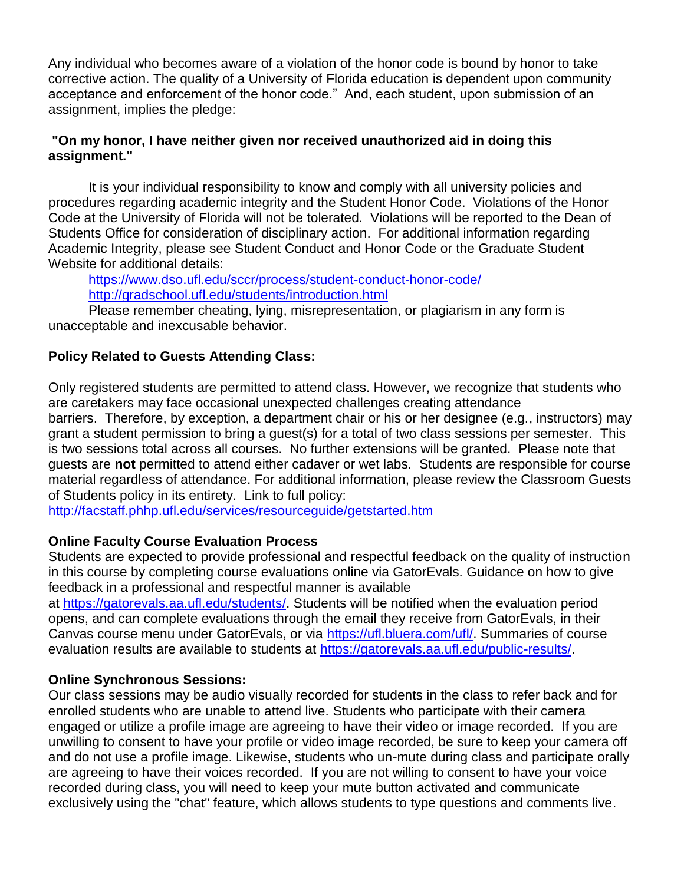Any individual who becomes aware of a violation of the honor code is bound by honor to take corrective action. The quality of a University of Florida education is dependent upon community acceptance and enforcement of the honor code." And, each student, upon submission of an assignment, implies the pledge:

**"On my honor, I have neither given nor received unauthorized aid in doing this assignment."**

It is your individual responsibility to know and comply with all university policies and procedures regarding academic integrity and the Student Honor Code. Violations of the Honor Code at the University of Florida will not be tolerated. Violations will be reported to the Dean of Students Office for consideration of disciplinary action. For additional information regarding Academic Integrity, please see Student Conduct and Honor Code or the Graduate Student Website for additional details:

https://www.dso.ufl.edu/sccr/process/student-conduct-honor-code/
http://gradschool.ufl.edu/students/introduction.html

Please remember cheating, lying, misrepresentation, or plagiarism in any form is unacceptable and inexcusable behavior.

### Policy Related to Guests Attending Class:

Only registered students are permitted to attend class. However, we recognize that students who are caretakers may face occasional unexpected challenges creating attendance barriers. Therefore, by exception, a department chair or his or her designee (e.g., instructors) may grant a student permission to bring a guest(s) for a total of two class sessions per semester. This is two sessions total across all courses. No further extensions will be granted. Please note that guests are **not** permitted to attend either cadaver or wet labs. Students are responsible for course material regardless of attendance. For additional information, please review the Classroom Guests of Students policy in its entirety. Link to full policy:
http://facstaff.phhp.ufl.edu/services/resourceguide/getstarted.htm

### Online Faculty Course Evaluation Process

Students are expected to provide professional and respectful feedback on the quality of instruction in this course by completing course evaluations online via GatorEvals. Guidance on how to give feedback in a professional and respectful manner is available at https://gatorevals.aa.ufl.edu/students/. Students will be notified when the evaluation period opens, and can complete evaluations through the email they receive from GatorEvals, in their Canvas course menu under GatorEvals, or via https://ufl.bluera.com/ufl/. Summaries of course evaluation results are available to students at https://gatorevals.aa.ufl.edu/public-results/.

### Online Synchronous Sessions:

Our class sessions may be audio visually recorded for students in the class to refer back and for enrolled students who are unable to attend live. Students who participate with their camera engaged or utilize a profile image are agreeing to have their video or image recorded. If you are unwilling to consent to have your profile or video image recorded, be sure to keep your camera off and do not use a profile image. Likewise, students who un-mute during class and participate orally are agreeing to have their voices recorded. If you are not willing to consent to have your voice recorded during class, you will need to keep your mute button activated and communicate exclusively using the "chat" feature, which allows students to type questions and comments live.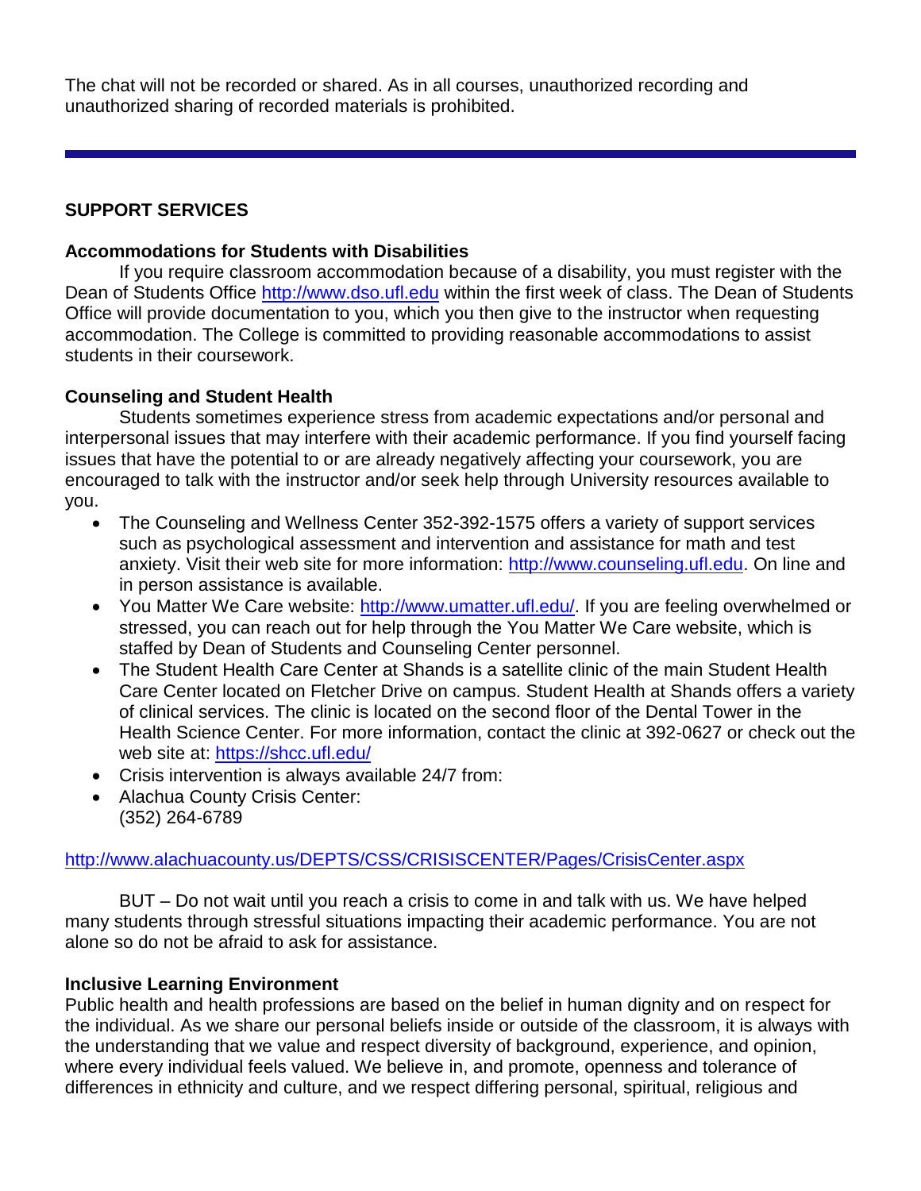The chat will not be recorded or shared. As in all courses, unauthorized recording and unauthorized sharing of recorded materials is prohibited.

---

## SUPPORT SERVICES

### Accommodations for Students with Disabilities

If you require classroom accommodation because of a disability, you must register with the Dean of Students Office http://www.dso.ufl.edu within the first week of class. The Dean of Students Office will provide documentation to you, which you then give to the instructor when requesting accommodation. The College is committed to providing reasonable accommodations to assist students in their coursework.

### Counseling and Student Health

Students sometimes experience stress from academic expectations and/or personal and interpersonal issues that may interfere with their academic performance. If you find yourself facing issues that have the potential to or are already negatively affecting your coursework, you are encouraged to talk with the instructor and/or seek help through University resources available to you.

- The Counseling and Wellness Center 352-392-1575 offers a variety of support services such as psychological assessment and intervention and assistance for math and test anxiety. Visit their web site for more information: http://www.counseling.ufl.edu. On line and in person assistance is available.
- You Matter We Care website: http://www.umatter.ufl.edu/. If you are feeling overwhelmed or stressed, you can reach out for help through the You Matter We Care website, which is staffed by Dean of Students and Counseling Center personnel.
- The Student Health Care Center at Shands is a satellite clinic of the main Student Health Care Center located on Fletcher Drive on campus. Student Health at Shands offers a variety of clinical services. The clinic is located on the second floor of the Dental Tower in the Health Science Center. For more information, contact the clinic at 392-0627 or check out the web site at: https://shcc.ufl.edu/
- Crisis intervention is always available 24/7 from:
- Alachua County Crisis Center:
  (352) 264-6789

http://www.alachuacounty.us/DEPTS/CSS/CRISISCENTER/Pages/CrisisCenter.aspx

BUT – Do not wait until you reach a crisis to come in and talk with us. We have helped many students through stressful situations impacting their academic performance. You are not alone so do not be afraid to ask for assistance.

### Inclusive Learning Environment

Public health and health professions are based on the belief in human dignity and on respect for the individual. As we share our personal beliefs inside or outside of the classroom, it is always with the understanding that we value and respect diversity of background, experience, and opinion, where every individual feels valued. We believe in, and promote, openness and tolerance of differences in ethnicity and culture, and we respect differing personal, spiritual, religious and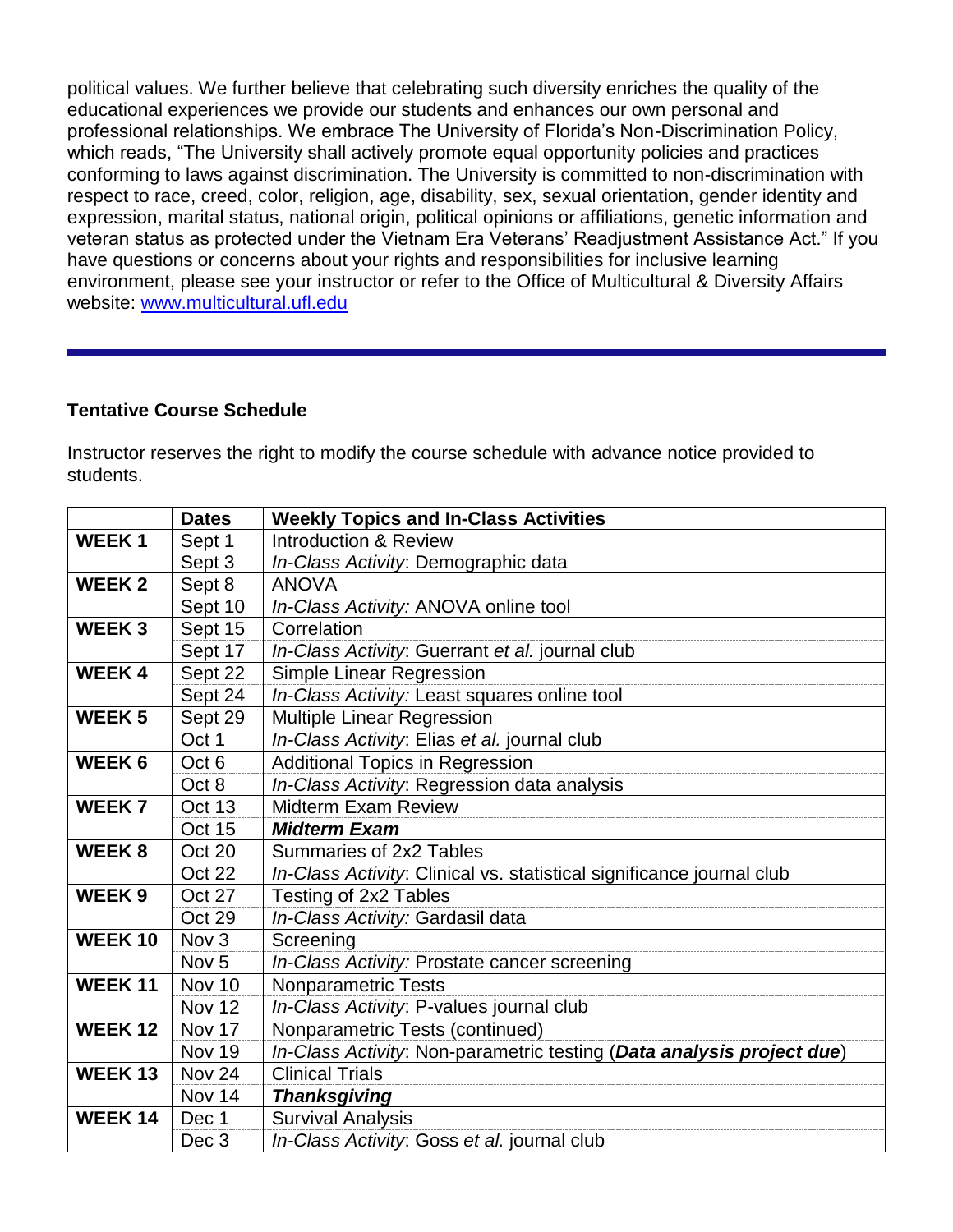political values. We further believe that celebrating such diversity enriches the quality of the educational experiences we provide our students and enhances our own personal and professional relationships. We embrace The University of Florida's Non-Discrimination Policy, which reads, "The University shall actively promote equal opportunity policies and practices conforming to laws against discrimination. The University is committed to non-discrimination with respect to race, creed, color, religion, age, disability, sex, sexual orientation, gender identity and expression, marital status, national origin, political opinions or affiliations, genetic information and veteran status as protected under the Vietnam Era Veterans' Readjustment Assistance Act." If you have questions or concerns about your rights and responsibilities for inclusive learning environment, please see your instructor or refer to the Office of Multicultural & Diversity Affairs website: [www.multicultural.ufl.edu](http://www.multicultural.ufl.edu)

---

**Tentative Course Schedule**

Instructor reserves the right to modify the course schedule with advance notice provided to students.

| | Dates | Weekly Topics and In-Class Activities |
|---|---|---|
| **WEEK 1** | Sept 1 | Introduction & Review |
| | Sept 3 | *In-Class Activity*: Demographic data |
| **WEEK 2** | Sept 8 | ANOVA |
| | Sept 10 | *In-Class Activity:* ANOVA online tool |
| **WEEK 3** | Sept 15 | Correlation |
| | Sept 17 | *In-Class Activity*: Guerrant *et al.* journal club |
| **WEEK 4** | Sept 22 | Simple Linear Regression |
| | Sept 24 | *In-Class Activity:* Least squares online tool |
| **WEEK 5** | Sept 29 | Multiple Linear Regression |
| | Oct 1 | *In-Class Activity*: Elias *et al.* journal club |
| **WEEK 6** | Oct 6 | Additional Topics in Regression |
| | Oct 8 | *In-Class Activity*: Regression data analysis |
| **WEEK 7** | Oct 13 | Midterm Exam Review |
| | Oct 15 | ***Midterm Exam*** |
| **WEEK 8** | Oct 20 | Summaries of 2x2 Tables |
| | Oct 22 | *In-Class Activity*: Clinical vs. statistical significance journal club |
| **WEEK 9** | Oct 27 | Testing of 2x2 Tables |
| | Oct 29 | *In-Class Activity:* Gardasil data |
| **WEEK 10** | Nov 3 | Screening |
| | Nov 5 | *In-Class Activity:* Prostate cancer screening |
| **WEEK 11** | Nov 10 | Nonparametric Tests |
| | Nov 12 | *In-Class Activity*: P-values journal club |
| **WEEK 12** | Nov 17 | Nonparametric Tests (continued) |
| | Nov 19 | *In-Class Activity*: Non-parametric testing (***Data analysis project due***) |
| **WEEK 13** | Nov 24 | Clinical Trials |
| | Nov 14 | ***Thanksgiving*** |
| **WEEK 14** | Dec 1 | Survival Analysis |
| | Dec 3 | *In-Class Activity*: Goss *et al.* journal club |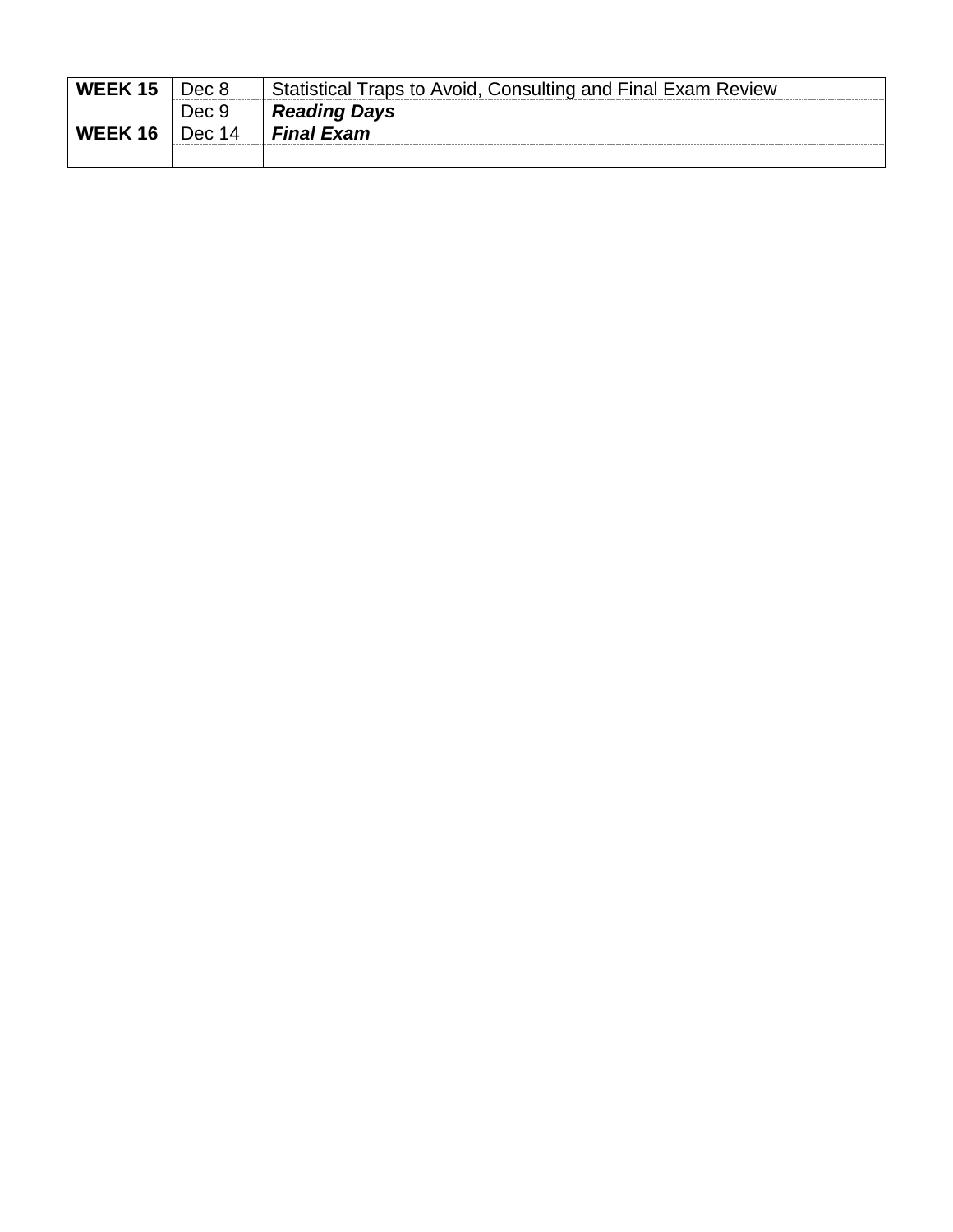| | | |
|---|---|---|
| **WEEK 15** | Dec 8 | Statistical Traps to Avoid, Consulting and Final Exam Review |
| | Dec 9 | ***Reading Days*** |
| **WEEK 16** | Dec 14 | ***Final Exam*** |
| | | |